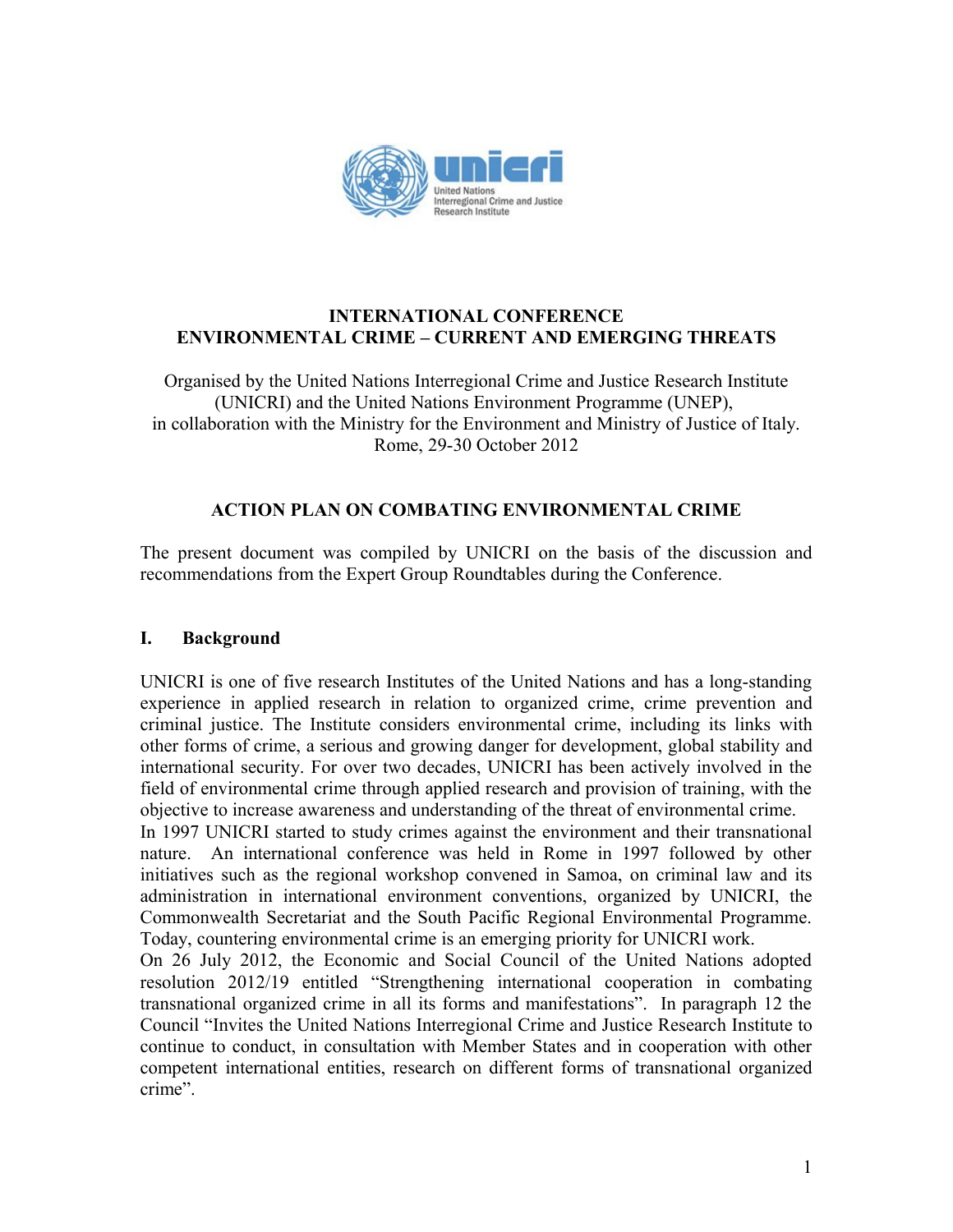# INTERNATIONAL CONFERENCE
# ENVIRONMENTAL CRIME – CURRENT AND EMERGING THREATS

Organised by the United Nations Interregional Crime and Justice Research Institute (UNICRI) and the United Nations Environment Programme (UNEP), in collaboration with the Ministry for the Environment and Ministry of Justice of Italy. Rome, 29-30 October 2012

## ACTION PLAN ON COMBATING ENVIRONMENTAL CRIME

The present document was compiled by UNICRI on the basis of the discussion and recommendations from the Expert Group Roundtables during the Conference.

## I. Background

UNICRI is one of five research Institutes of the United Nations and has a long-standing experience in applied research in relation to organized crime, crime prevention and criminal justice. The Institute considers environmental crime, including its links with other forms of crime, a serious and growing danger for development, global stability and international security. For over two decades, UNICRI has been actively involved in the field of environmental crime through applied research and provision of training, with the objective to increase awareness and understanding of the threat of environmental crime.

In 1997 UNICRI started to study crimes against the environment and their transnational nature. An international conference was held in Rome in 1997 followed by other initiatives such as the regional workshop convened in Samoa, on criminal law and its administration in international environment conventions, organized by UNICRI, the Commonwealth Secretariat and the South Pacific Regional Environmental Programme. Today, countering environmental crime is an emerging priority for UNICRI work.

On 26 July 2012, the Economic and Social Council of the United Nations adopted resolution 2012/19 entitled "Strengthening international cooperation in combating transnational organized crime in all its forms and manifestations". In paragraph 12 the Council "Invites the United Nations Interregional Crime and Justice Research Institute to continue to conduct, in consultation with Member States and in cooperation with other competent international entities, research on different forms of transnational organized crime".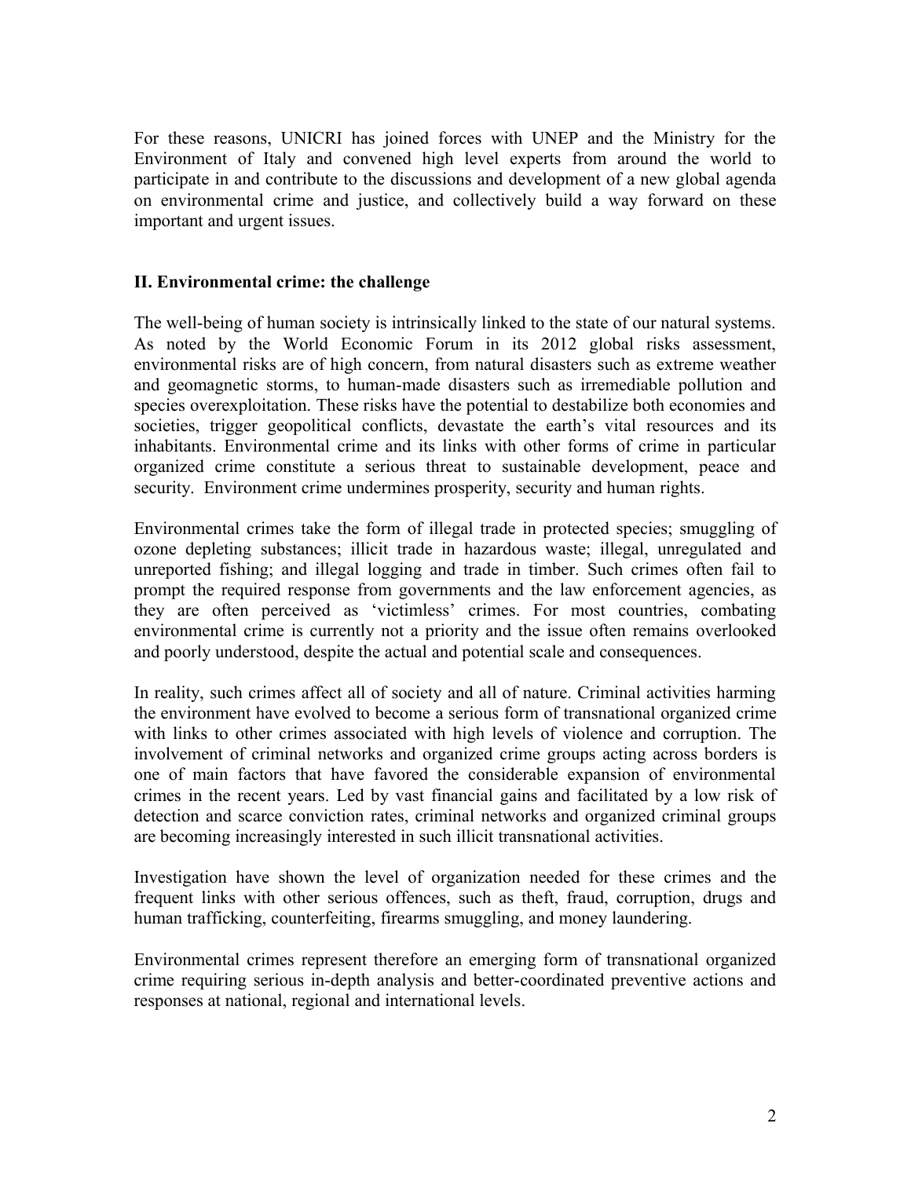For these reasons, UNICRI has joined forces with UNEP and the Ministry for the Environment of Italy and convened high level experts from around the world to participate in and contribute to the discussions and development of a new global agenda on environmental crime and justice, and collectively build a way forward on these important and urgent issues.

## II. Environmental crime: the challenge

The well-being of human society is intrinsically linked to the state of our natural systems. As noted by the World Economic Forum in its 2012 global risks assessment, environmental risks are of high concern, from natural disasters such as extreme weather and geomagnetic storms, to human-made disasters such as irremediable pollution and species overexploitation. These risks have the potential to destabilize both economies and societies, trigger geopolitical conflicts, devastate the earth's vital resources and its inhabitants. Environmental crime and its links with other forms of crime in particular organized crime constitute a serious threat to sustainable development, peace and security. Environment crime undermines prosperity, security and human rights.

Environmental crimes take the form of illegal trade in protected species; smuggling of ozone depleting substances; illicit trade in hazardous waste; illegal, unregulated and unreported fishing; and illegal logging and trade in timber. Such crimes often fail to prompt the required response from governments and the law enforcement agencies, as they are often perceived as 'victimless' crimes. For most countries, combating environmental crime is currently not a priority and the issue often remains overlooked and poorly understood, despite the actual and potential scale and consequences.

In reality, such crimes affect all of society and all of nature. Criminal activities harming the environment have evolved to become a serious form of transnational organized crime with links to other crimes associated with high levels of violence and corruption. The involvement of criminal networks and organized crime groups acting across borders is one of main factors that have favored the considerable expansion of environmental crimes in the recent years. Led by vast financial gains and facilitated by a low risk of detection and scarce conviction rates, criminal networks and organized criminal groups are becoming increasingly interested in such illicit transnational activities.

Investigation have shown the level of organization needed for these crimes and the frequent links with other serious offences, such as theft, fraud, corruption, drugs and human trafficking, counterfeiting, firearms smuggling, and money laundering.

Environmental crimes represent therefore an emerging form of transnational organized crime requiring serious in-depth analysis and better-coordinated preventive actions and responses at national, regional and international levels.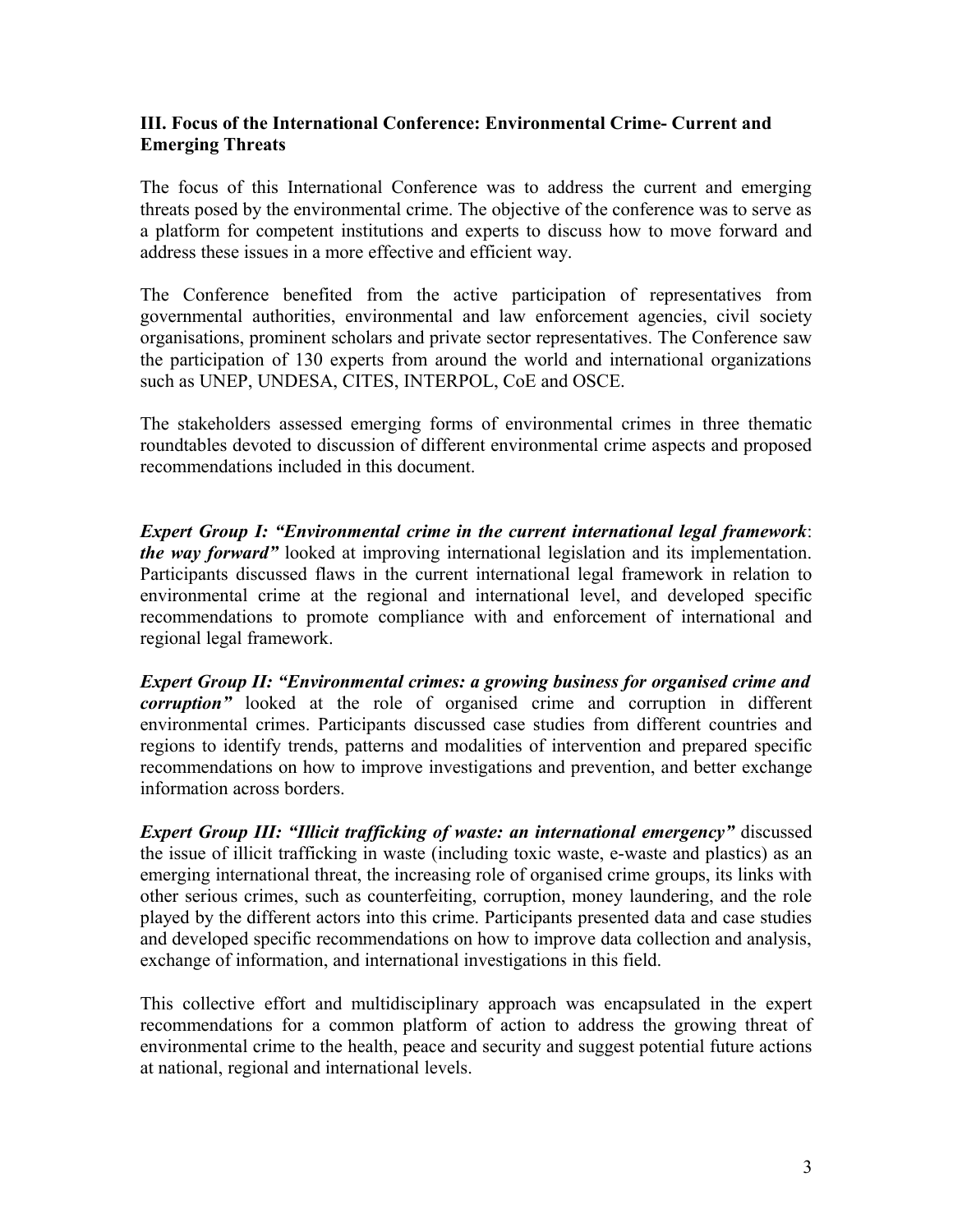### III. Focus of the International Conference: Environmental Crime- Current and Emerging Threats

The focus of this International Conference was to address the current and emerging threats posed by the environmental crime. The objective of the conference was to serve as a platform for competent institutions and experts to discuss how to move forward and address these issues in a more effective and efficient way.

The Conference benefited from the active participation of representatives from governmental authorities, environmental and law enforcement agencies, civil society organisations, prominent scholars and private sector representatives. The Conference saw the participation of 130 experts from around the world and international organizations such as UNEP, UNDESA, CITES, INTERPOL, CoE and OSCE.

The stakeholders assessed emerging forms of environmental crimes in three thematic roundtables devoted to discussion of different environmental crime aspects and proposed recommendations included in this document.

***Expert Group I: "Environmental crime in the current international legal framework**: **the way forward"*** looked at improving international legislation and its implementation. Participants discussed flaws in the current international legal framework in relation to environmental crime at the regional and international level, and developed specific recommendations to promote compliance with and enforcement of international and regional legal framework.

***Expert Group II: "Environmental crimes: a growing business for organised crime and corruption"*** looked at the role of organised crime and corruption in different environmental crimes. Participants discussed case studies from different countries and regions to identify trends, patterns and modalities of intervention and prepared specific recommendations on how to improve investigations and prevention, and better exchange information across borders.

***Expert Group III: "Illicit trafficking of waste: an international emergency"*** discussed the issue of illicit trafficking in waste (including toxic waste, e-waste and plastics) as an emerging international threat, the increasing role of organised crime groups, its links with other serious crimes, such as counterfeiting, corruption, money laundering, and the role played by the different actors into this crime. Participants presented data and case studies and developed specific recommendations on how to improve data collection and analysis, exchange of information, and international investigations in this field.

This collective effort and multidisciplinary approach was encapsulated in the expert recommendations for a common platform of action to address the growing threat of environmental crime to the health, peace and security and suggest potential future actions at national, regional and international levels.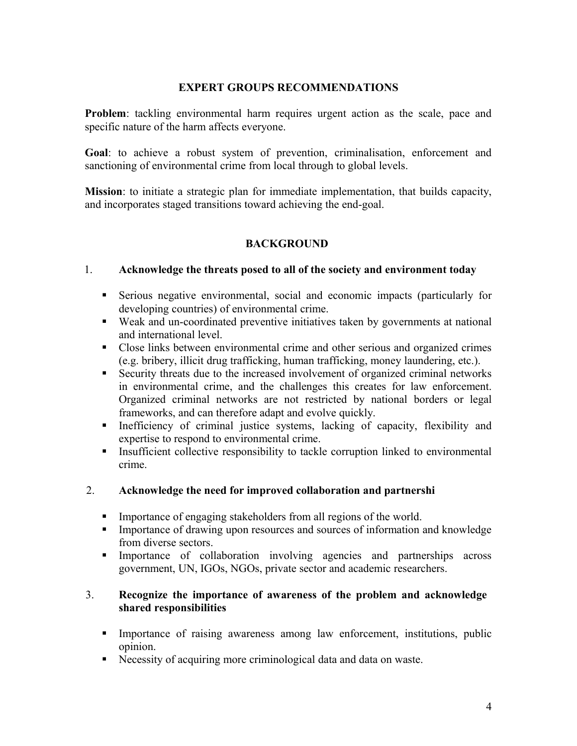## EXPERT GROUPS RECOMMENDATIONS

**Problem**: tackling environmental harm requires urgent action as the scale, pace and specific nature of the harm affects everyone.

**Goal**: to achieve a robust system of prevention, criminalisation, enforcement and sanctioning of environmental crime from local through to global levels.

**Mission**: to initiate a strategic plan for immediate implementation, that builds capacity, and incorporates staged transitions toward achieving the end-goal.

## BACKGROUND

1. **Acknowledge the threats posed to all of the society and environment today**

   - Serious negative environmental, social and economic impacts (particularly for developing countries) of environmental crime.
   - Weak and un-coordinated preventive initiatives taken by governments at national and international level.
   - Close links between environmental crime and other serious and organized crimes (e.g. bribery, illicit drug trafficking, human trafficking, money laundering, etc.).
   - Security threats due to the increased involvement of organized criminal networks in environmental crime, and the challenges this creates for law enforcement. Organized criminal networks are not restricted by national borders or legal frameworks, and can therefore adapt and evolve quickly.
   - Inefficiency of criminal justice systems, lacking of capacity, flexibility and expertise to respond to environmental crime.
   - Insufficient collective responsibility to tackle corruption linked to environmental crime.

2. **Acknowledge the need for improved collaboration and partnershi**

   - Importance of engaging stakeholders from all regions of the world.
   - Importance of drawing upon resources and sources of information and knowledge from diverse sectors.
   - Importance of collaboration involving agencies and partnerships across government, UN, IGOs, NGOs, private sector and academic researchers.

3. **Recognize the importance of awareness of the problem and acknowledge shared responsibilities**

   - Importance of raising awareness among law enforcement, institutions, public opinion.
   - Necessity of acquiring more criminological data and data on waste.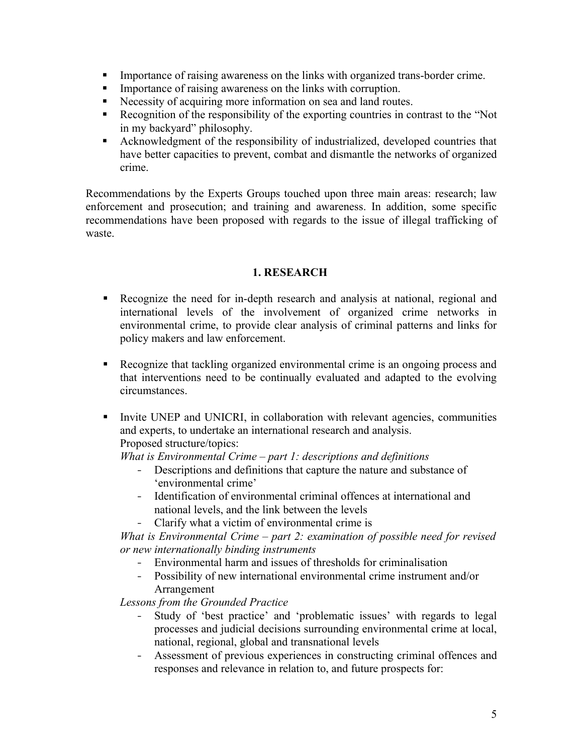- Importance of raising awareness on the links with organized trans-border crime.
- Importance of raising awareness on the links with corruption.
- Necessity of acquiring more information on sea and land routes.
- Recognition of the responsibility of the exporting countries in contrast to the "Not in my backyard" philosophy.
- Acknowledgment of the responsibility of industrialized, developed countries that have better capacities to prevent, combat and dismantle the networks of organized crime.

Recommendations by the Experts Groups touched upon three main areas: research; law enforcement and prosecution; and training and awareness. In addition, some specific recommendations have been proposed with regards to the issue of illegal trafficking of waste.

## 1. RESEARCH

- Recognize the need for in-depth research and analysis at national, regional and international levels of the involvement of organized crime networks in environmental crime, to provide clear analysis of criminal patterns and links for policy makers and law enforcement.

- Recognize that tackling organized environmental crime is an ongoing process and that interventions need to be continually evaluated and adapted to the evolving circumstances.

- Invite UNEP and UNICRI, in collaboration with relevant agencies, communities and experts, to undertake an international research and analysis.
  Proposed structure/topics:
  *What is Environmental Crime – part 1: descriptions and definitions*
    - Descriptions and definitions that capture the nature and substance of 'environmental crime'
    - Identification of environmental criminal offences at international and national levels, and the link between the levels
    - Clarify what a victim of environmental crime is

  *What is Environmental Crime – part 2: examination of possible need for revised or new internationally binding instruments*
    - Environmental harm and issues of thresholds for criminalisation
    - Possibility of new international environmental crime instrument and/or Arrangement

  *Lessons from the Grounded Practice*
    - Study of 'best practice' and 'problematic issues' with regards to legal processes and judicial decisions surrounding environmental crime at local, national, regional, global and transnational levels
    - Assessment of previous experiences in constructing criminal offences and responses and relevance in relation to, and future prospects for: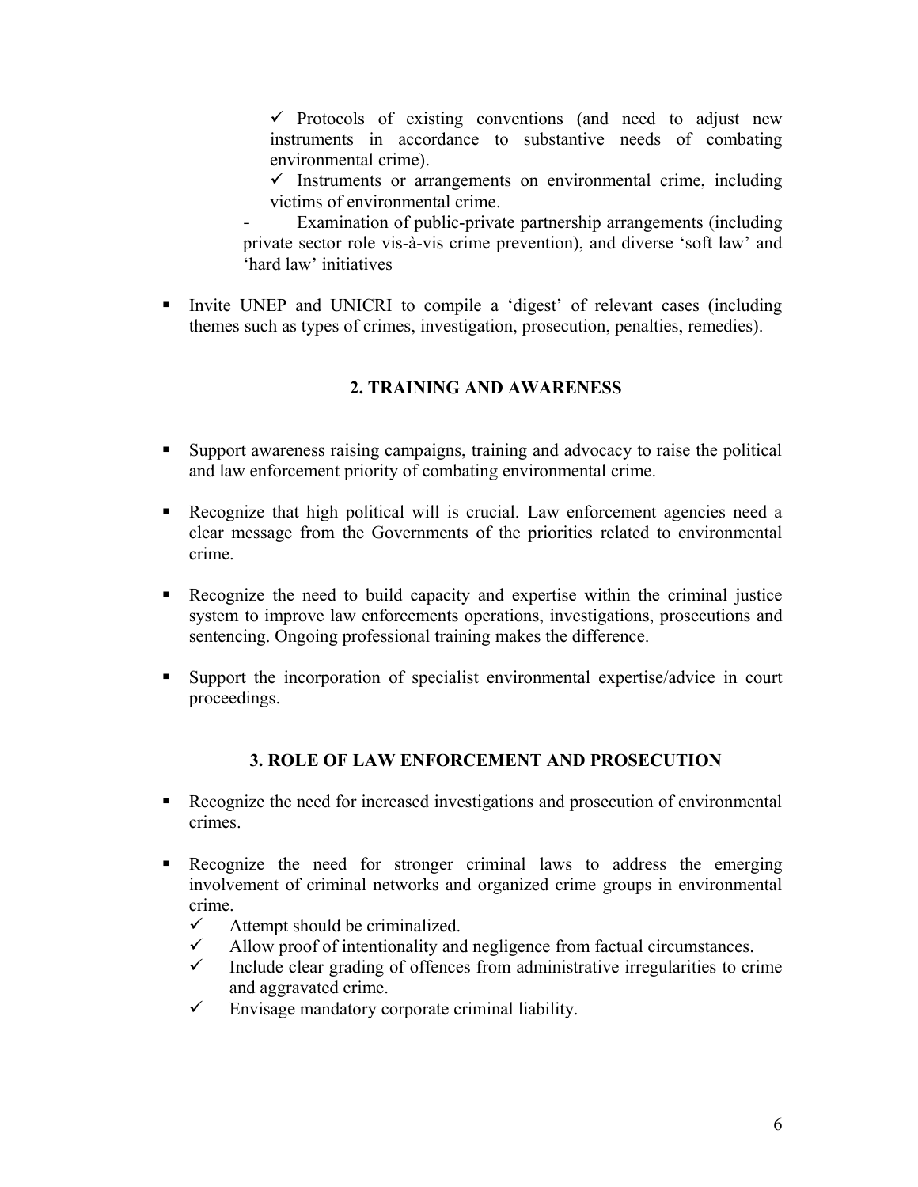- ✓ Protocols of existing conventions (and need to adjust new instruments in accordance to substantive needs of combating environmental crime).
- ✓ Instruments or arrangements on environmental crime, including victims of environmental crime.

- Examination of public-private partnership arrangements (including private sector role vis-à-vis crime prevention), and diverse 'soft law' and 'hard law' initiatives

- Invite UNEP and UNICRI to compile a 'digest' of relevant cases (including themes such as types of crimes, investigation, prosecution, penalties, remedies).

## 2. TRAINING AND AWARENESS

- Support awareness raising campaigns, training and advocacy to raise the political and law enforcement priority of combating environmental crime.

- Recognize that high political will is crucial. Law enforcement agencies need a clear message from the Governments of the priorities related to environmental crime.

- Recognize the need to build capacity and expertise within the criminal justice system to improve law enforcements operations, investigations, prosecutions and sentencing. Ongoing professional training makes the difference.

- Support the incorporation of specialist environmental expertise/advice in court proceedings.

## 3. ROLE OF LAW ENFORCEMENT AND PROSECUTION

- Recognize the need for increased investigations and prosecution of environmental crimes.

- Recognize the need for stronger criminal laws to address the emerging involvement of criminal networks and organized crime groups in environmental crime.
  - ✓ Attempt should be criminalized.
  - ✓ Allow proof of intentionality and negligence from factual circumstances.
  - ✓ Include clear grading of offences from administrative irregularities to crime and aggravated crime.
  - ✓ Envisage mandatory corporate criminal liability.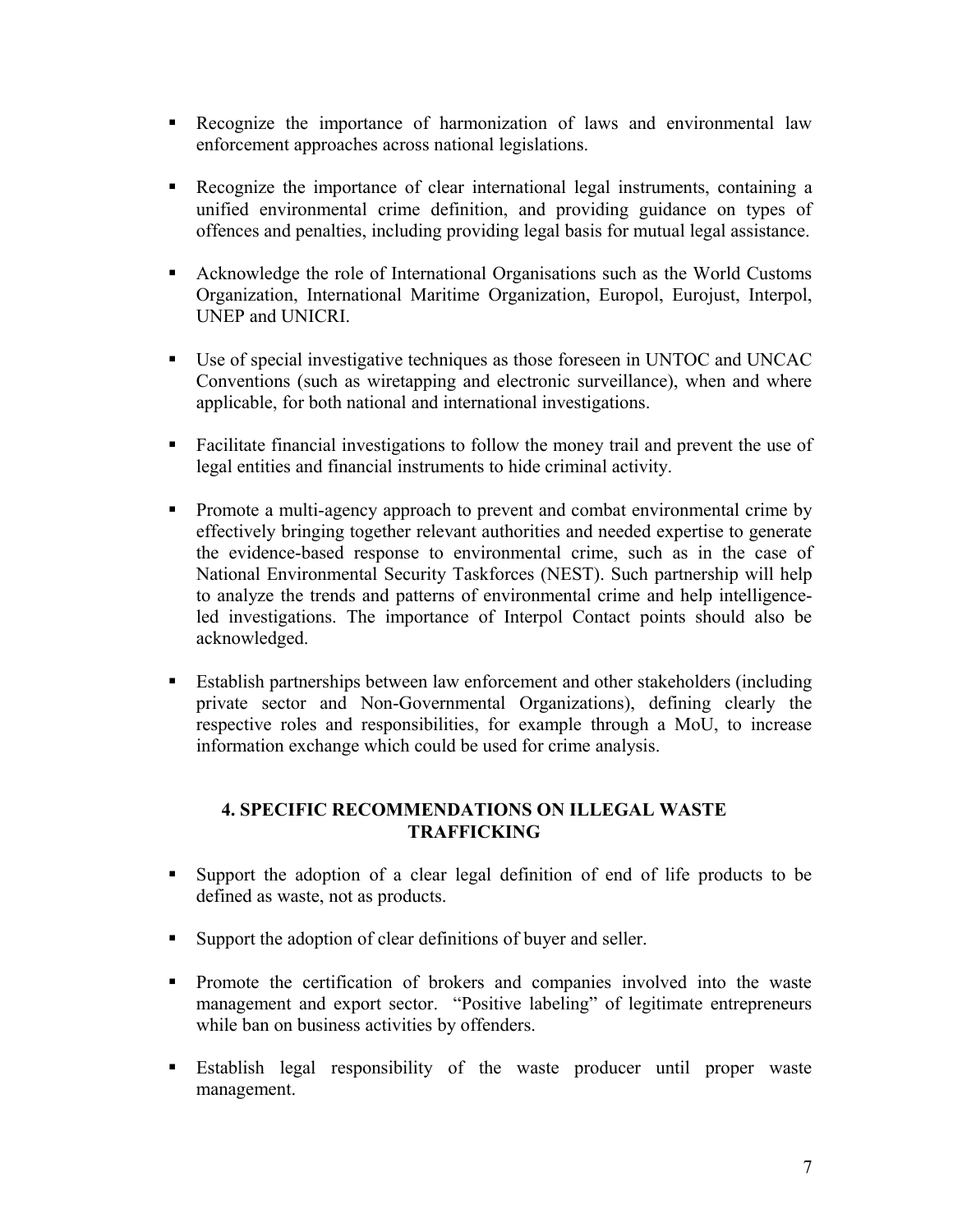- Recognize the importance of harmonization of laws and environmental law enforcement approaches across national legislations.

- Recognize the importance of clear international legal instruments, containing a unified environmental crime definition, and providing guidance on types of offences and penalties, including providing legal basis for mutual legal assistance.

- Acknowledge the role of International Organisations such as the World Customs Organization, International Maritime Organization, Europol, Eurojust, Interpol, UNEP and UNICRI.

- Use of special investigative techniques as those foreseen in UNTOC and UNCAC Conventions (such as wiretapping and electronic surveillance), when and where applicable, for both national and international investigations.

- Facilitate financial investigations to follow the money trail and prevent the use of legal entities and financial instruments to hide criminal activity.

- Promote a multi-agency approach to prevent and combat environmental crime by effectively bringing together relevant authorities and needed expertise to generate the evidence-based response to environmental crime, such as in the case of National Environmental Security Taskforces (NEST). Such partnership will help to analyze the trends and patterns of environmental crime and help intelligence-led investigations. The importance of Interpol Contact points should also be acknowledged.

- Establish partnerships between law enforcement and other stakeholders (including private sector and Non-Governmental Organizations), defining clearly the respective roles and responsibilities, for example through a MoU, to increase information exchange which could be used for crime analysis.

## 4. SPECIFIC RECOMMENDATIONS ON ILLEGAL WASTE TRAFFICKING

- Support the adoption of a clear legal definition of end of life products to be defined as waste, not as products.

- Support the adoption of clear definitions of buyer and seller.

- Promote the certification of brokers and companies involved into the waste management and export sector. "Positive labeling" of legitimate entrepreneurs while ban on business activities by offenders.

- Establish legal responsibility of the waste producer until proper waste management.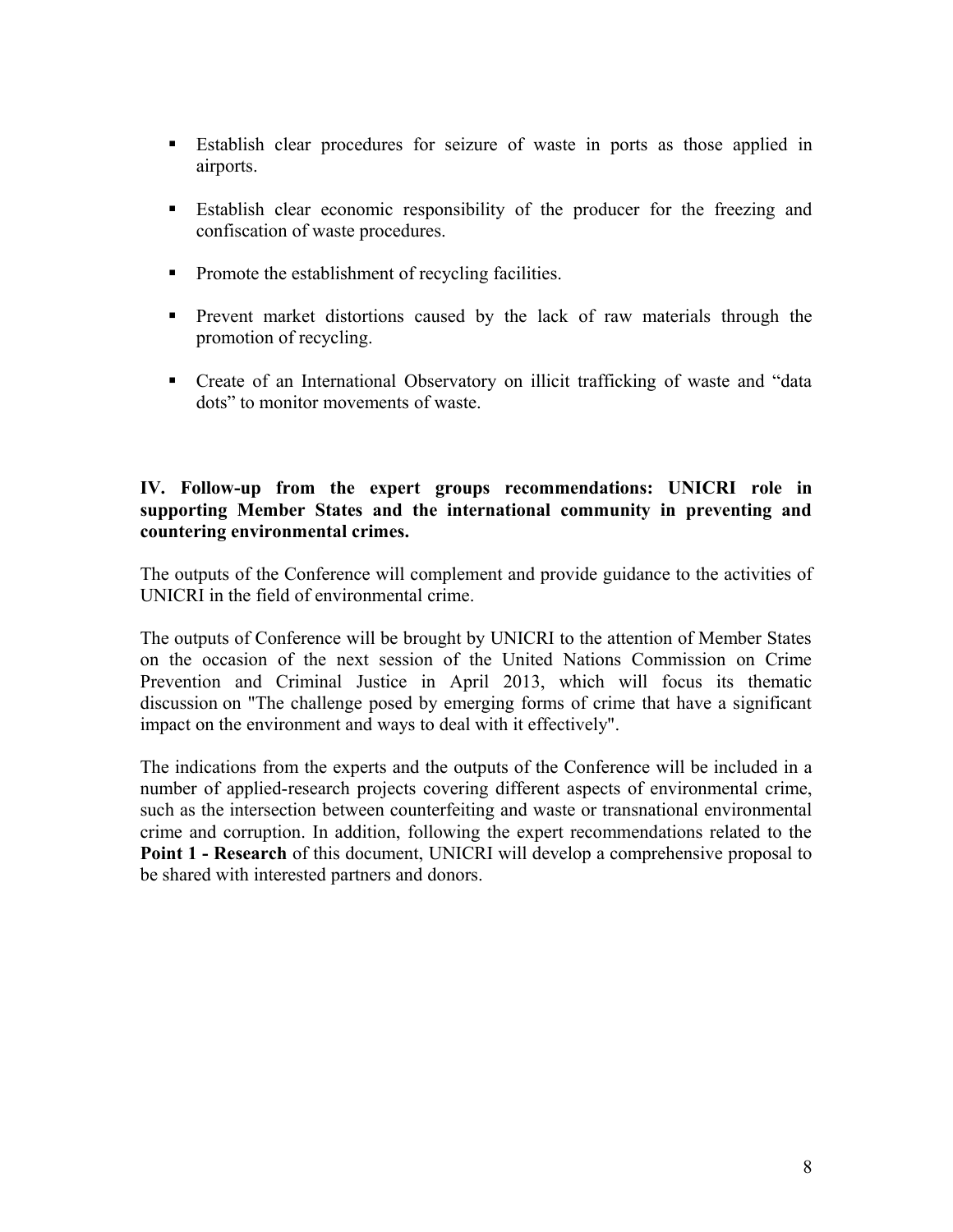- Establish clear procedures for seizure of waste in ports as those applied in airports.
- Establish clear economic responsibility of the producer for the freezing and confiscation of waste procedures.
- Promote the establishment of recycling facilities.
- Prevent market distortions caused by the lack of raw materials through the promotion of recycling.
- Create of an International Observatory on illicit trafficking of waste and "data dots" to monitor movements of waste.

**IV. Follow-up from the expert groups recommendations: UNICRI role in supporting Member States and the international community in preventing and countering environmental crimes.**

The outputs of the Conference will complement and provide guidance to the activities of UNICRI in the field of environmental crime.

The outputs of Conference will be brought by UNICRI to the attention of Member States on the occasion of the next session of the United Nations Commission on Crime Prevention and Criminal Justice in April 2013, which will focus its thematic discussion on "The challenge posed by emerging forms of crime that have a significant impact on the environment and ways to deal with it effectively".

The indications from the experts and the outputs of the Conference will be included in a number of applied-research projects covering different aspects of environmental crime, such as the intersection between counterfeiting and waste or transnational environmental crime and corruption. In addition, following the expert recommendations related to the **Point 1 - Research** of this document, UNICRI will develop a comprehensive proposal to be shared with interested partners and donors.